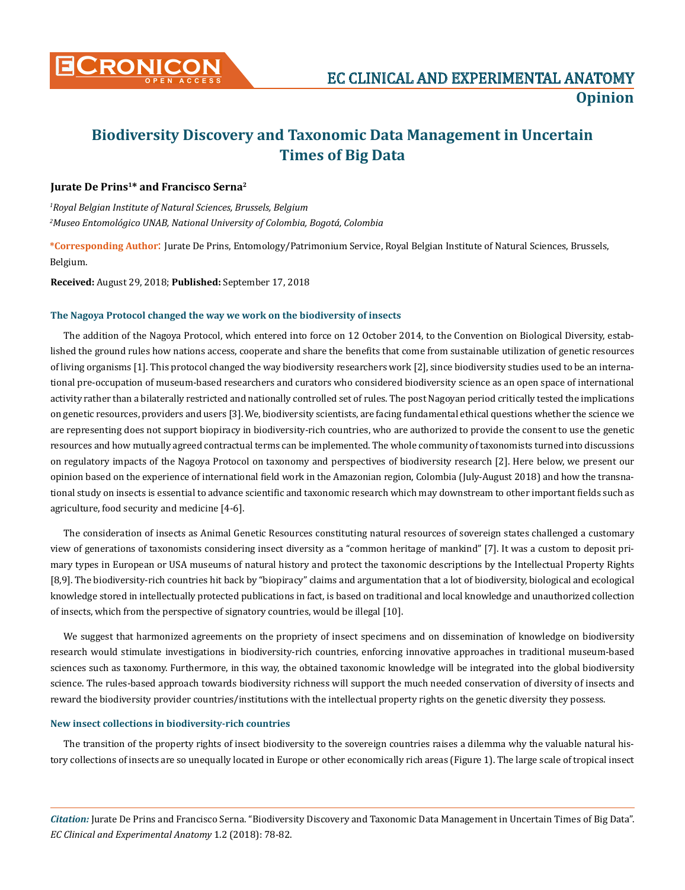# Biodiversity Discovery and Taxonomic Data Management in Uncertain Times of Big Data

**Jurate De Prins[1]* and Francisco Serna[2]**

*[1]Royal Belgian Institute of Natural Sciences, Brussels, Belgium*

*[2]Museo Entomológico UNAB, National University of Colombia, Bogotá, Colombia*

***Corresponding Author:** Jurate De Prins, Entomology/Patrimonium Service, Royal Belgian Institute of Natural Sciences, Brussels, Belgium.

**Received:** August 29, 2018; **Published:** September 17, 2018

### The Nagoya Protocol changed the way we work on the biodiversity of insects

The addition of the Nagoya Protocol, which entered into force on 12 October 2014, to the Convention on Biological Diversity, established the ground rules how nations access, cooperate and share the benefits that come from sustainable utilization of genetic resources of living organisms [1]. This protocol changed the way biodiversity researchers work [2], since biodiversity studies used to be an international pre-occupation of museum-based researchers and curators who considered biodiversity science as an open space of international activity rather than a bilaterally restricted and nationally controlled set of rules. The post Nagoyan period critically tested the implications on genetic resources, providers and users [3]. We, biodiversity scientists, are facing fundamental ethical questions whether the science we are representing does not support biopiracy in biodiversity-rich countries, who are authorized to provide the consent to use the genetic resources and how mutually agreed contractual terms can be implemented. The whole community of taxonomists turned into discussions on regulatory impacts of the Nagoya Protocol on taxonomy and perspectives of biodiversity research [2]. Here below, we present our opinion based on the experience of international field work in the Amazonian region, Colombia (July-August 2018) and how the transnational study on insects is essential to advance scientific and taxonomic research which may downstream to other important fields such as agriculture, food security and medicine [4-6].

The consideration of insects as Animal Genetic Resources constituting natural resources of sovereign states challenged a customary view of generations of taxonomists considering insect diversity as a "common heritage of mankind" [7]. It was a custom to deposit primary types in European or USA museums of natural history and protect the taxonomic descriptions by the Intellectual Property Rights [8,9]. The biodiversity-rich countries hit back by "biopiracy" claims and argumentation that a lot of biodiversity, biological and ecological knowledge stored in intellectually protected publications in fact, is based on traditional and local knowledge and unauthorized collection of insects, which from the perspective of signatory countries, would be illegal [10].

We suggest that harmonized agreements on the propriety of insect specimens and on dissemination of knowledge on biodiversity research would stimulate investigations in biodiversity-rich countries, enforcing innovative approaches in traditional museum-based sciences such as taxonomy. Furthermore, in this way, the obtained taxonomic knowledge will be integrated into the global biodiversity science. The rules-based approach towards biodiversity richness will support the much needed conservation of diversity of insects and reward the biodiversity provider countries/institutions with the intellectual property rights on the genetic diversity they possess.

### New insect collections in biodiversity-rich countries

The transition of the property rights of insect biodiversity to the sovereign countries raises a dilemma why the valuable natural history collections of insects are so unequally located in Europe or other economically rich areas (Figure 1). The large scale of tropical insect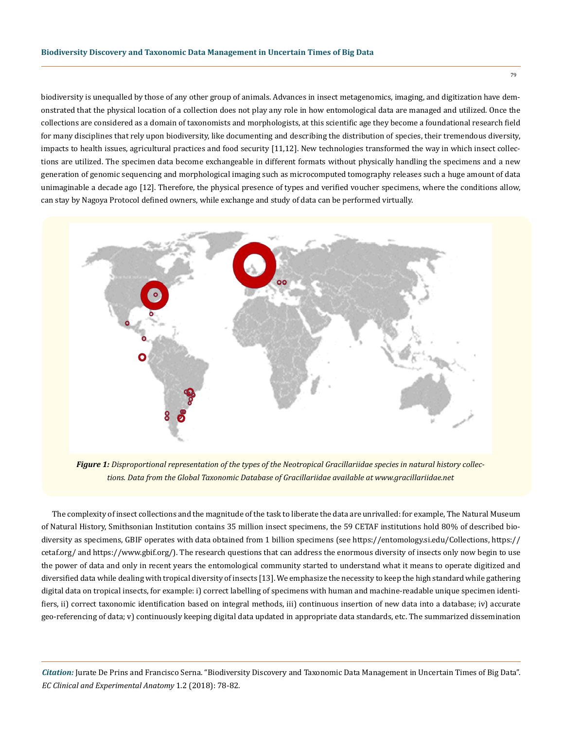biodiversity is unequalled by those of any other group of animals. Advances in insect metagenomics, imaging, and digitization have demonstrated that the physical location of a collection does not play any role in how entomological data are managed and utilized. Once the collections are considered as a domain of taxonomists and morphologists, at this scientific age they become a foundational research field for many disciplines that rely upon biodiversity, like documenting and describing the distribution of species, their tremendous diversity, impacts to health issues, agricultural practices and food security [11,12]. New technologies transformed the way in which insect collections are utilized. The specimen data become exchangeable in different formats without physically handling the specimens and a new generation of genomic sequencing and morphological imaging such as microcomputed tomography releases such a huge amount of data unimaginable a decade ago [12]. Therefore, the physical presence of types and verified voucher specimens, where the conditions allow, can stay by Nagoya Protocol defined owners, while exchange and study of data can be performed virtually.

***Figure 1:*** *Disproportional representation of the types of the Neotropical Gracillariidae species in natural history collections. Data from the Global Taxonomic Database of Gracillariidae available at www.gracillariidae.net*

The complexity of insect collections and the magnitude of the task to liberate the data are unrivalled: for example, The Natural Museum of Natural History, Smithsonian Institution contains 35 million insect specimens, the 59 CETAF institutions hold 80% of described biodiversity as specimens, GBIF operates with data obtained from 1 billion specimens (see https://entomology.si.edu/Collections, https://cetaf.org/ and https://www.gbif.org/). The research questions that can address the enormous diversity of insects only now begin to use the power of data and only in recent years the entomological community started to understand what it means to operate digitized and diversified data while dealing with tropical diversity of insects [13]. We emphasize the necessity to keep the high standard while gathering digital data on tropical insects, for example: i) correct labelling of specimens with human and machine-readable unique specimen identifiers, ii) correct taxonomic identification based on integral methods, iii) continuous insertion of new data into a database; iv) accurate geo-referencing of data; v) continuously keeping digital data updated in appropriate data standards, etc. The summarized dissemination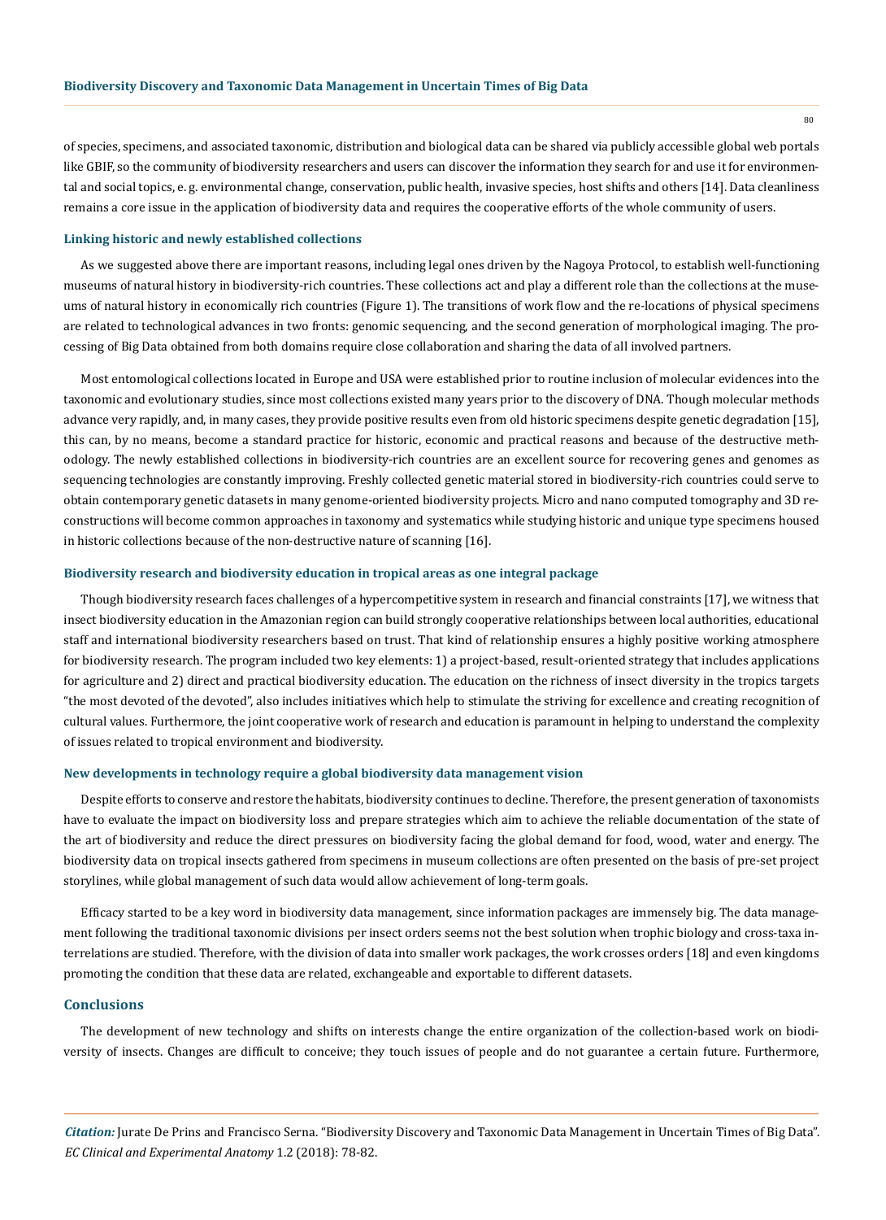of species, specimens, and associated taxonomic, distribution and biological data can be shared via publicly accessible global web portals like GBIF, so the community of biodiversity researchers and users can discover the information they search for and use it for environmental and social topics, e. g. environmental change, conservation, public health, invasive species, host shifts and others [14]. Data cleanliness remains a core issue in the application of biodiversity data and requires the cooperative efforts of the whole community of users.

### Linking historic and newly established collections

As we suggested above there are important reasons, including legal ones driven by the Nagoya Protocol, to establish well-functioning museums of natural history in biodiversity-rich countries. These collections act and play a different role than the collections at the museums of natural history in economically rich countries (Figure 1). The transitions of work flow and the re-locations of physical specimens are related to technological advances in two fronts: genomic sequencing, and the second generation of morphological imaging. The processing of Big Data obtained from both domains require close collaboration and sharing the data of all involved partners.

Most entomological collections located in Europe and USA were established prior to routine inclusion of molecular evidences into the taxonomic and evolutionary studies, since most collections existed many years prior to the discovery of DNA. Though molecular methods advance very rapidly, and, in many cases, they provide positive results even from old historic specimens despite genetic degradation [15], this can, by no means, become a standard practice for historic, economic and practical reasons and because of the destructive methodology. The newly established collections in biodiversity-rich countries are an excellent source for recovering genes and genomes as sequencing technologies are constantly improving. Freshly collected genetic material stored in biodiversity-rich countries could serve to obtain contemporary genetic datasets in many genome-oriented biodiversity projects. Micro and nano computed tomography and 3D reconstructions will become common approaches in taxonomy and systematics while studying historic and unique type specimens housed in historic collections because of the non-destructive nature of scanning [16].

### Biodiversity research and biodiversity education in tropical areas as one integral package

Though biodiversity research faces challenges of a hypercompetitive system in research and financial constraints [17], we witness that insect biodiversity education in the Amazonian region can build strongly cooperative relationships between local authorities, educational staff and international biodiversity researchers based on trust. That kind of relationship ensures a highly positive working atmosphere for biodiversity research. The program included two key elements: 1) a project-based, result-oriented strategy that includes applications for agriculture and 2) direct and practical biodiversity education. The education on the richness of insect diversity in the tropics targets "the most devoted of the devoted", also includes initiatives which help to stimulate the striving for excellence and creating recognition of cultural values. Furthermore, the joint cooperative work of research and education is paramount in helping to understand the complexity of issues related to tropical environment and biodiversity.

### New developments in technology require a global biodiversity data management vision

Despite efforts to conserve and restore the habitats, biodiversity continues to decline. Therefore, the present generation of taxonomists have to evaluate the impact on biodiversity loss and prepare strategies which aim to achieve the reliable documentation of the state of the art of biodiversity and reduce the direct pressures on biodiversity facing the global demand for food, wood, water and energy. The biodiversity data on tropical insects gathered from specimens in museum collections are often presented on the basis of pre-set project storylines, while global management of such data would allow achievement of long-term goals.

Efficacy started to be a key word in biodiversity data management, since information packages are immensely big. The data management following the traditional taxonomic divisions per insect orders seems not the best solution when trophic biology and cross-taxa interrelations are studied. Therefore, with the division of data into smaller work packages, the work crosses orders [18] and even kingdoms promoting the condition that these data are related, exchangeable and exportable to different datasets.

## Conclusions

The development of new technology and shifts on interests change the entire organization of the collection-based work on biodiversity of insects. Changes are difficult to conceive; they touch issues of people and do not guarantee a certain future. Furthermore,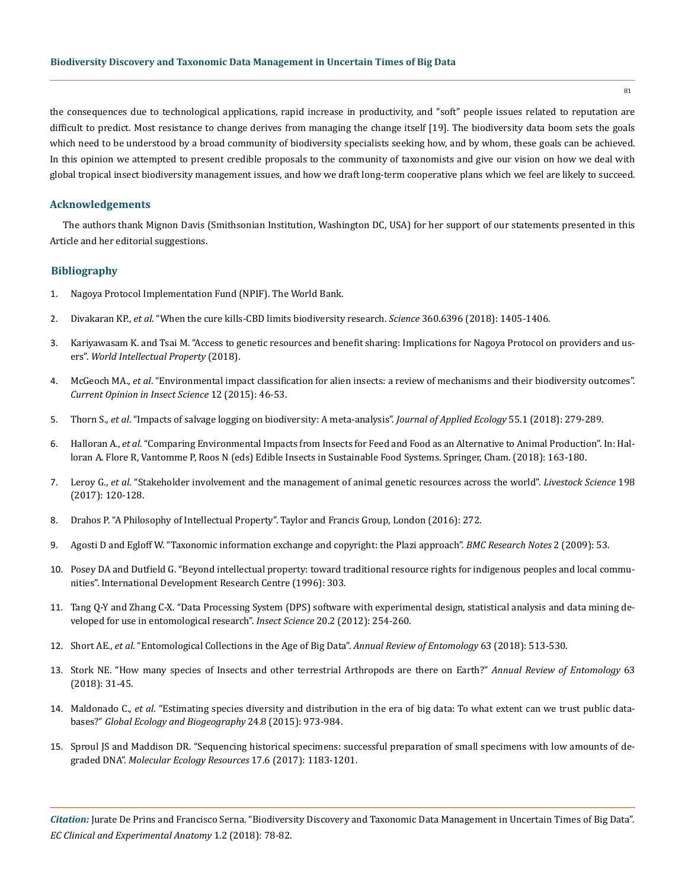the consequences due to technological applications, rapid increase in productivity, and "soft" people issues related to reputation are difficult to predict. Most resistance to change derives from managing the change itself [19]. The biodiversity data boom sets the goals which need to be understood by a broad community of biodiversity specialists seeking how, and by whom, these goals can be achieved. In this opinion we attempted to present credible proposals to the community of taxonomists and give our vision on how we deal with global tropical insect biodiversity management issues, and how we draft long-term cooperative plans which we feel are likely to succeed.

## Acknowledgements

The authors thank Mignon Davis (Smithsonian Institution, Washington DC, USA) for her support of our statements presented in this Article and her editorial suggestions.

## Bibliography

1. Nagoya Protocol Implementation Fund (NPIF). The World Bank.
2. Divakaran KP., *et al*. "When the cure kills-CBD limits biodiversity research. *Science* 360.6396 (2018): 1405-1406.
3. Kariyawasam K. and Tsai M. "Access to genetic resources and benefit sharing: Implications for Nagoya Protocol on providers and users". *World Intellectual Property* (2018).
4. McGeoch MA., *et al*. "Environmental impact classification for alien insects: a review of mechanisms and their biodiversity outcomes". *Current Opinion in Insect Science* 12 (2015): 46-53.
5. Thorn S., *et al*. "Impacts of salvage logging on biodiversity: A meta-analysis". *Journal of Applied Ecology* 55.1 (2018): 279-289.
6. Halloran A., *et al*. "Comparing Environmental Impacts from Insects for Feed and Food as an Alternative to Animal Production". In: Halloran A. Flore R, Vantomme P, Roos N (eds) Edible Insects in Sustainable Food Systems. Springer, Cham. (2018): 163-180.
7. Leroy G., *et al*. "Stakeholder involvement and the management of animal genetic resources across the world". *Livestock Science* 198 (2017): 120-128.
8. Drahos P. "A Philosophy of Intellectual Property". Taylor and Francis Group, London (2016): 272.
9. Agosti D and Egloff W. "Taxonomic information exchange and copyright: the Plazi approach". *BMC Research Notes* 2 (2009): 53.
10. Posey DA and Dutfield G. "Beyond intellectual property: toward traditional resource rights for indigenous peoples and local communities". International Development Research Centre (1996): 303.
11. Tang Q-Y and Zhang C-X. "Data Processing System (DPS) software with experimental design, statistical analysis and data mining developed for use in entomological research". *Insect Science* 20.2 (2012): 254-260.
12. Short AE., *et al*. "Entomological Collections in the Age of Big Data". *Annual Review of Entomology* 63 (2018): 513-530.
13. Stork NE. "How many species of Insects and other terrestrial Arthropods are there on Earth?" *Annual Review of Entomology* 63 (2018): 31-45.
14. Maldonado C., *et al*. "Estimating species diversity and distribution in the era of big data: To what extent can we trust public databases?" *Global Ecology and Biogeography* 24.8 (2015): 973-984.
15. Sproul JS and Maddison DR. "Sequencing historical specimens: successful preparation of small specimens with low amounts of degraded DNA". *Molecular Ecology Resources* 17.6 (2017): 1183-1201.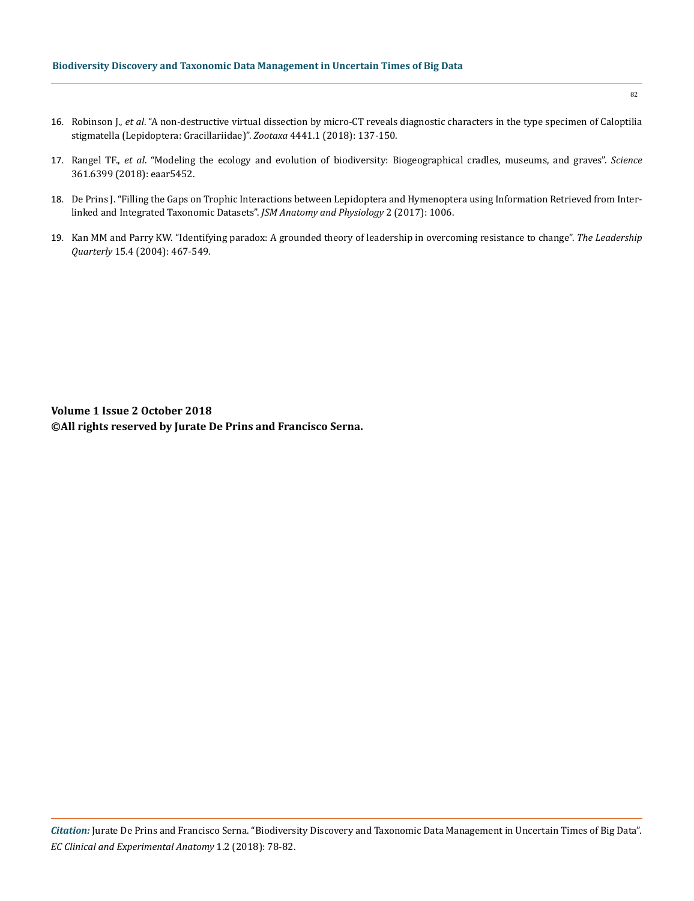16. Robinson J., *et al*. "A non-destructive virtual dissection by micro-CT reveals diagnostic characters in the type specimen of Caloptilia stigmatella (Lepidoptera: Gracillariidae)". *Zootaxa* 4441.1 (2018): 137-150.

17. Rangel TF., *et al*. "Modeling the ecology and evolution of biodiversity: Biogeographical cradles, museums, and graves". *Science* 361.6399 (2018): eaar5452.

18. De Prins J. "Filling the Gaps on Trophic Interactions between Lepidoptera and Hymenoptera using Information Retrieved from Interlinked and Integrated Taxonomic Datasets". *JSM Anatomy and Physiology* 2 (2017): 1006.

19. Kan MM and Parry KW. "Identifying paradox: A grounded theory of leadership in overcoming resistance to change". *The Leadership Quarterly* 15.4 (2004): 467-549.

**Volume 1 Issue 2 October 2018**
**©All rights reserved by Jurate De Prins and Francisco Serna.**